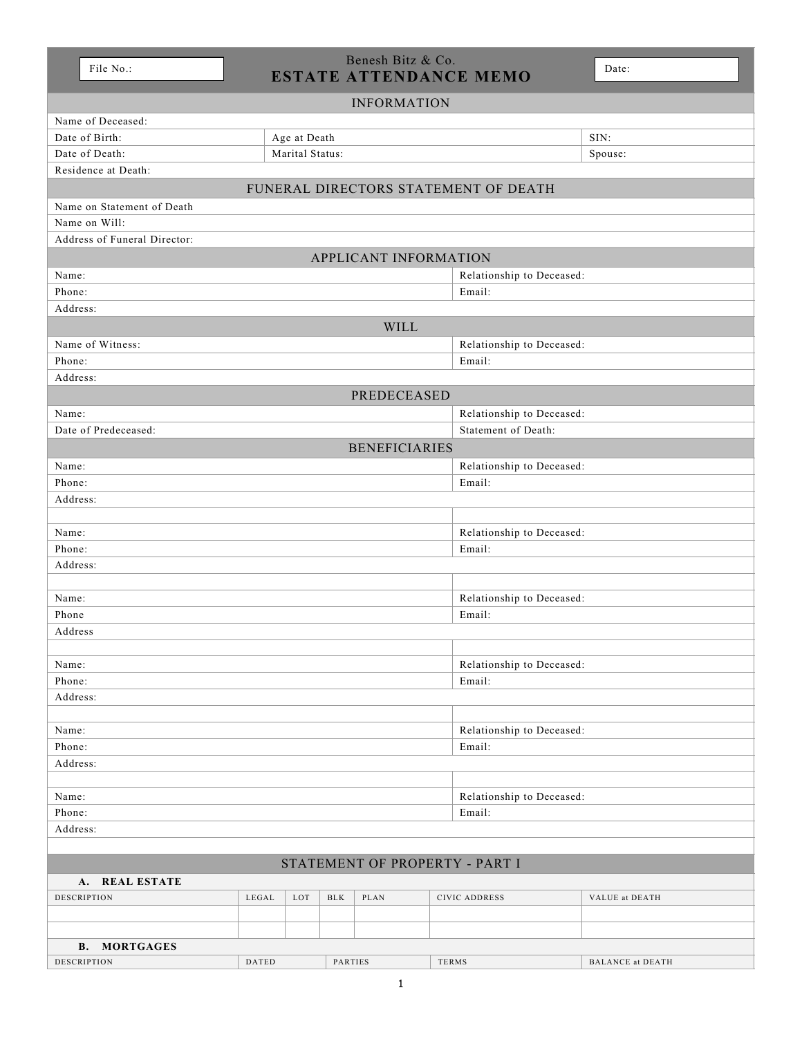| File No.: | Benesh Bitz & Co. **ESTATE ATTENDANCE MEMO** | Date: |
|---|---|---|

## INFORMATION

| | | |
|---|---|---|
| Name of Deceased: | | |
| Date of Birth: | Age at Death | SIN: |
| Date of Death: | Marital Status: | Spouse: |
| Residence at Death: | | |

## FUNERAL DIRECTORS STATEMENT OF DEATH

| |
|---|
| Name on Statement of Death |
| Name on Will: |
| Address of Funeral Director: |

## APPLICANT INFORMATION

| | |
|---|---|
| Name: | Relationship to Deceased: |
| Phone: | Email: |
| Address: | |

## WILL

| | |
|---|---|
| Name of Witness: | Relationship to Deceased: |
| Phone: | Email: |
| Address: | |

## PREDECEASED

| | |
|---|---|
| Name: | Relationship to Deceased: |
| Date of Predeceased: | Statement of Death: |

## BENEFICIARIES

| | |
|---|---|
| Name: | Relationship to Deceased: |
| Phone: | Email: |
| Address: | |
| | |
| Name: | Relationship to Deceased: |
| Phone: | Email: |
| Address: | |
| | |
| Name: | Relationship to Deceased: |
| Phone | Email: |
| Address | |
| | |
| Name: | Relationship to Deceased: |
| Phone: | Email: |
| Address: | |
| | |
| Name: | Relationship to Deceased: |
| Phone: | Email: |
| Address: | |
| | |
| Name: | Relationship to Deceased: |
| Phone: | Email: |
| Address: | |
| | |

## STATEMENT OF PROPERTY - PART I

### A. REAL ESTATE

| DESCRIPTION | LEGAL | LOT | BLK | PLAN | CIVIC ADDRESS | VALUE at DEATH |
|---|---|---|---|---|---|---|
| | | | | | | |
| | | | | | | |

### B. MORTGAGES

| DESCRIPTION | DATED | PARTIES | TERMS | BALANCE at DEATH |
|---|---|---|---|---|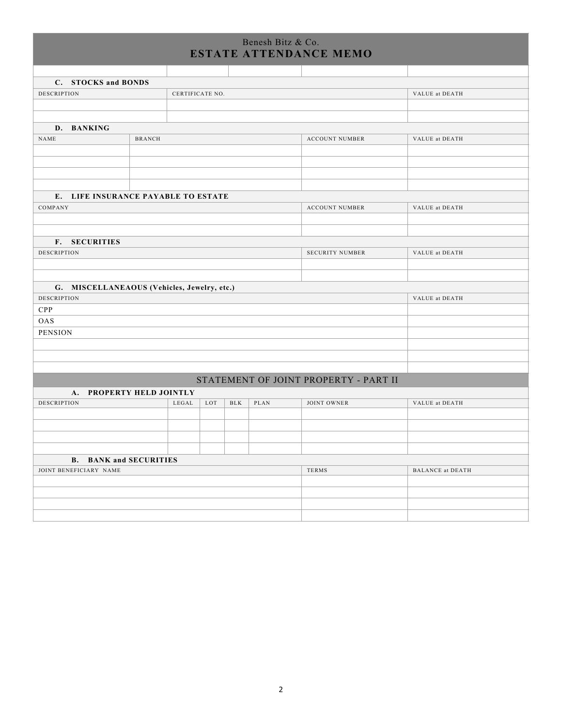Benesh Bitz & Co.

# ESTATE ATTENDANCE MEMO

| | | | | |
|---|---|---|---|---|
| | | | | |

### C. STOCKS and BONDS

| DESCRIPTION | CERTIFICATE NO. | VALUE at DEATH |
|---|---|---|
| | | |
| | | |

### D. BANKING

| NAME | BRANCH | ACCOUNT NUMBER | VALUE at DEATH |
|---|---|---|---|
| | | | |
| | | | |
| | | | |
| | | | |

### E. LIFE INSURANCE PAYABLE TO ESTATE

| COMPANY | ACCOUNT NUMBER | VALUE at DEATH |
|---|---|---|
| | | |
| | | |

### F. SECURITIES

| DESCRIPTION | SECURITY NUMBER | VALUE at DEATH |
|---|---|---|
| | | |
| | | |

### G. MISCELLANEAOUS (Vehicles, Jewelry, etc.)

| DESCRIPTION | VALUE at DEATH |
|---|---|
| CPP | |
| OAS | |
| PENSION | |
| | |
| | |
| | |

## STATEMENT OF JOINT PROPERTY - PART II

### A. PROPERTY HELD JOINTLY

| DESCRIPTION | LEGAL | LOT | BLK | PLAN | JOINT OWNER | VALUE at DEATH |
|---|---|---|---|---|---|---|
| | | | | | | |
| | | | | | | |
| | | | | | | |
| | | | | | | |

### B. BANK and SECURITIES

| JOINT BENEFICIARY NAME | TERMS | BALANCE at DEATH |
|---|---|---|
| | | |
| | | |
| | | |
| | | |